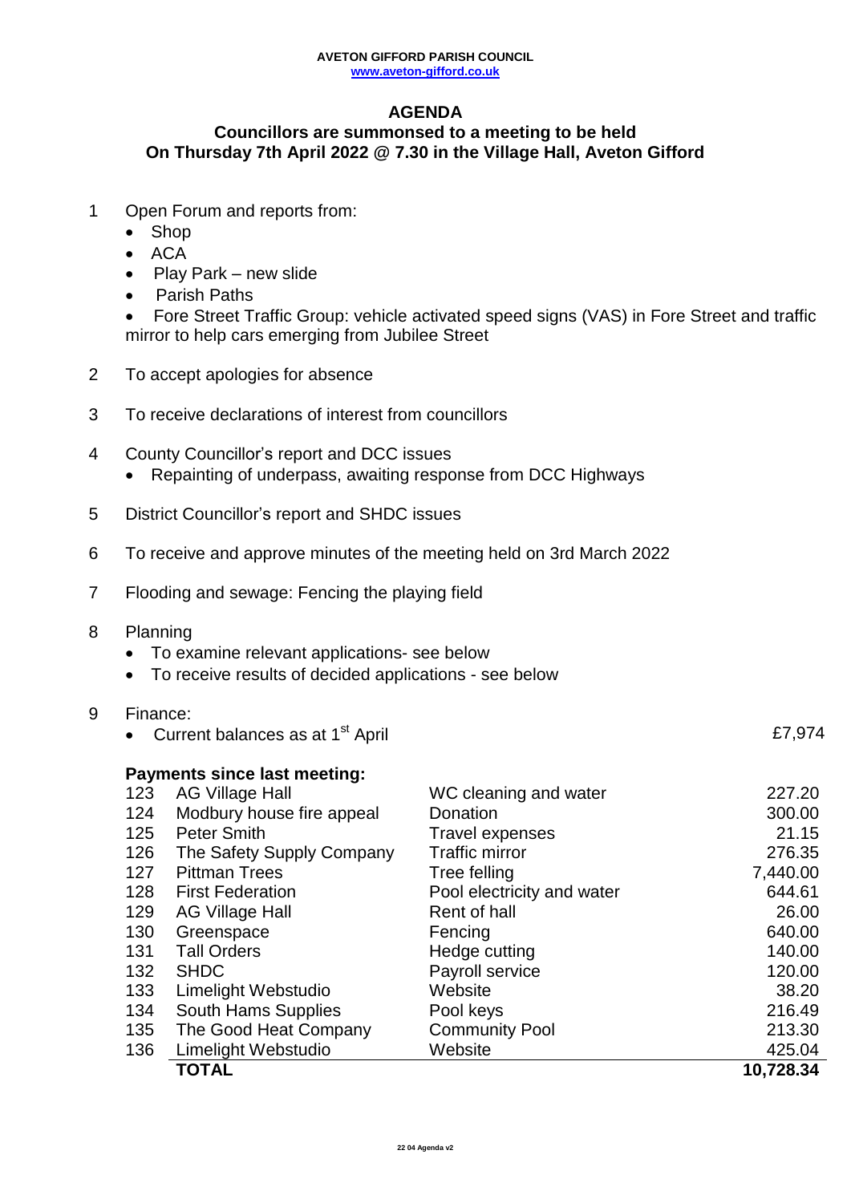**AVETON GIFFORD PARISH COUNCIL**
**www.aveton-gifford.co.uk**

# AGENDA

## Councillors are summonsed to a meeting to be held On Thursday 7th April 2022 @ 7.30 in the Village Hall, Aveton Gifford

1. Open Forum and reports from:
   - Shop
   - ACA
   - Play Park – new slide
   - Parish Paths
   - Fore Street Traffic Group: vehicle activated speed signs (VAS) in Fore Street and traffic mirror to help cars emerging from Jubilee Street
2. To accept apologies for absence
3. To receive declarations of interest from councillors
4. County Councillor's report and DCC issues
   - Repainting of underpass, awaiting response from DCC Highways
5. District Councillor's report and SHDC issues
6. To receive and approve minutes of the meeting held on 3rd March 2022
7. Flooding and sewage: Fencing the playing field
8. Planning
   - To examine relevant applications- see below
   - To receive results of decided applications - see below
9. Finance:
   - Current balances as at 1st April £7,974

**Payments since last meeting:**

| | | | |
|---|---|---|---|
| 123 | AG Village Hall | WC cleaning and water | 227.20 |
| 124 | Modbury house fire appeal | Donation | 300.00 |
| 125 | Peter Smith | Travel expenses | 21.15 |
| 126 | The Safety Supply Company | Traffic mirror | 276.35 |
| 127 | Pittman Trees | Tree felling | 7,440.00 |
| 128 | First Federation | Pool electricity and water | 644.61 |
| 129 | AG Village Hall | Rent of hall | 26.00 |
| 130 | Greenspace | Fencing | 640.00 |
| 131 | Tall Orders | Hedge cutting | 140.00 |
| 132 | SHDC | Payroll service | 120.00 |
| 133 | Limelight Webstudio | Website | 38.20 |
| 134 | South Hams Supplies | Pool keys | 216.49 |
| 135 | The Good Heat Company | Community Pool | 213.30 |
| 136 | Limelight Webstudio | Website | 425.04 |
| | **TOTAL** | | **10,728.34** |

22 04 Agenda v2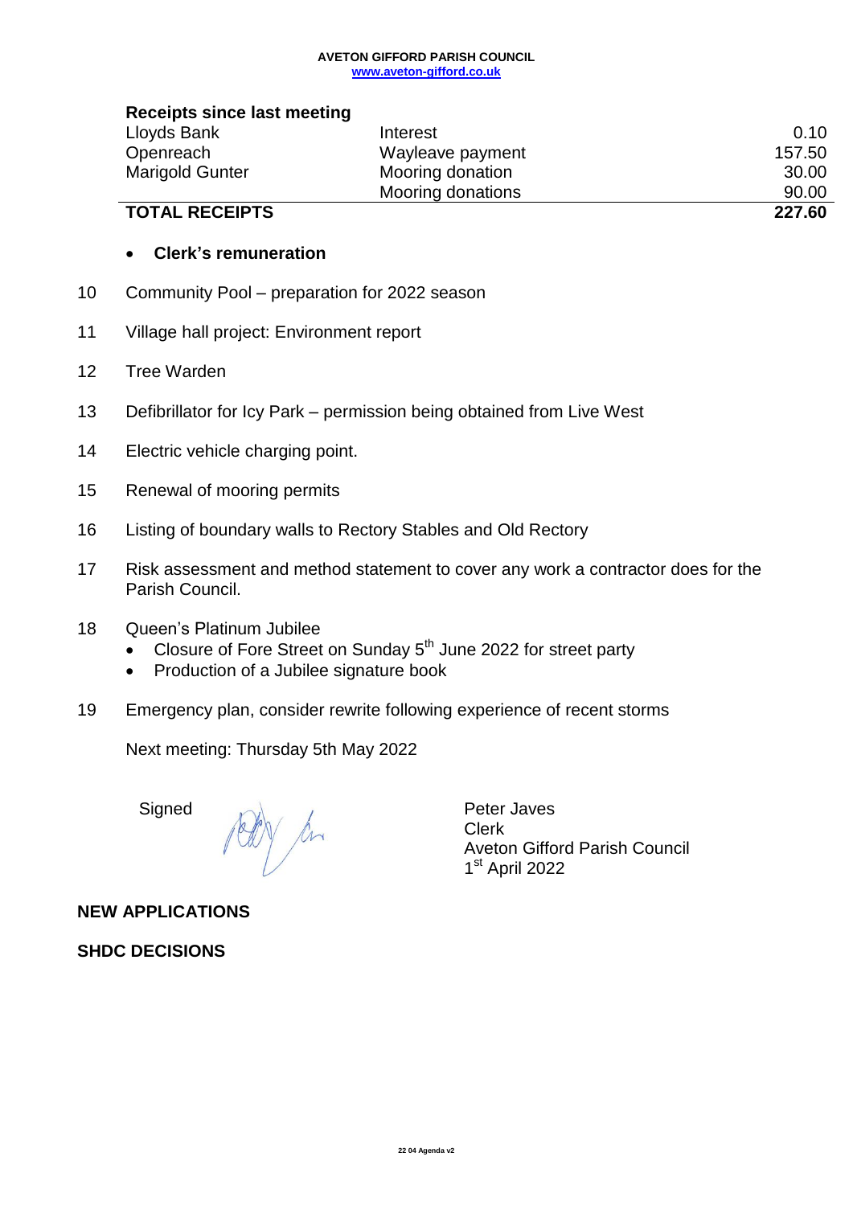**Receipts since last meeting**

| | | |
|---|---|---|
| Lloyds Bank | Interest | 0.10 |
| Openreach | Wayleave payment | 157.50 |
| Marigold Gunter | Mooring donation | 30.00 |
| | Mooring donations | 90.00 |
| **TOTAL RECEIPTS** | | **227.60** |

- **Clerk's remuneration**

10 Community Pool – preparation for 2022 season

11 Village hall project: Environment report

12 Tree Warden

13 Defibrillator for Icy Park – permission being obtained from Live West

14 Electric vehicle charging point.

15 Renewal of mooring permits

16 Listing of boundary walls to Rectory Stables and Old Rectory

17 Risk assessment and method statement to cover any work a contractor does for the Parish Council.

18 Queen's Platinum Jubilee
- Closure of Fore Street on Sunday 5th June 2022 for street party
- Production of a Jubilee signature book

19 Emergency plan, consider rewrite following experience of recent storms

Next meeting: Thursday 5th May 2022

Signed

Peter Javes
Clerk
Aveton Gifford Parish Council
1st April 2022

**NEW APPLICATIONS**

**SHDC DECISIONS**